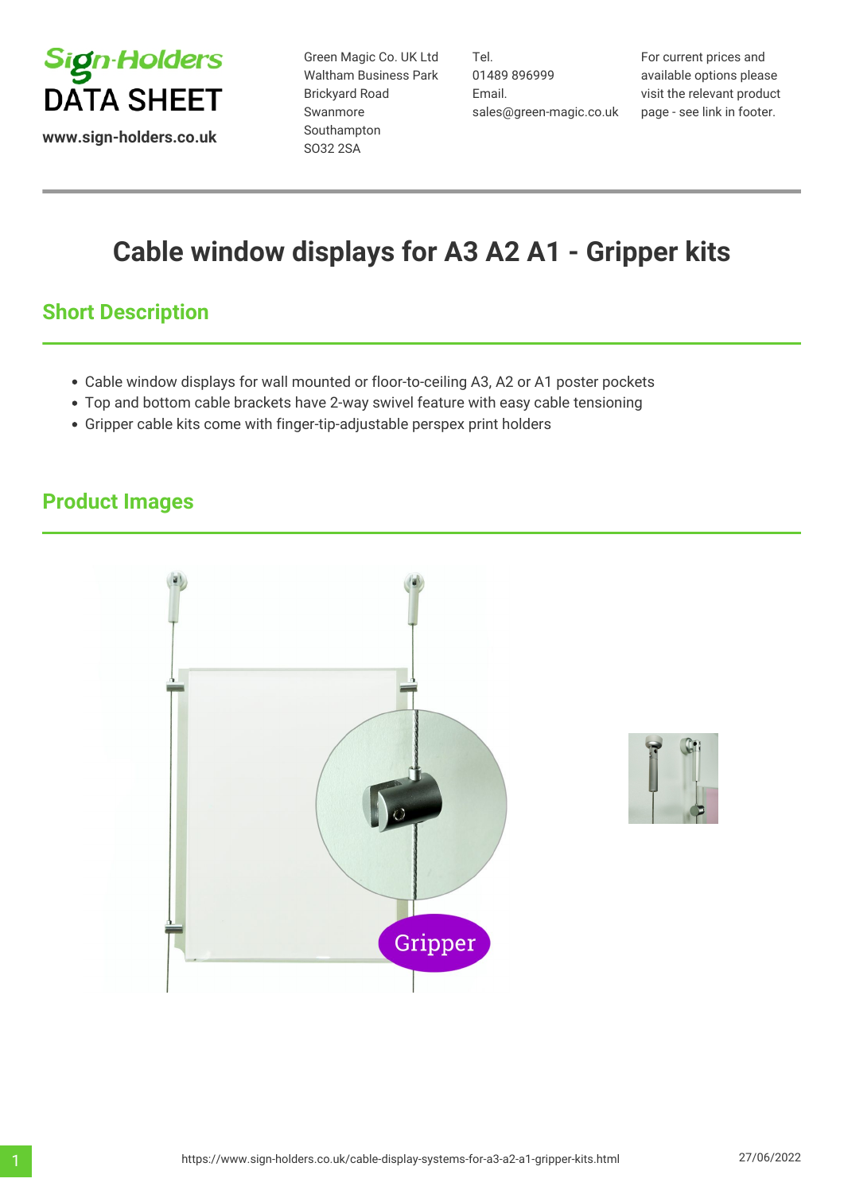Sign-Holders
DATA SHEET

www.sign-holders.co.uk

Green Magic Co. UK Ltd
Waltham Business Park
Brickyard Road
Swanmore
Southampton
SO32 2SA

Tel.
01489 896999
Email.
sales@green-magic.co.uk

For current prices and available options please visit the relevant product page - see link in footer.

# Cable window displays for A3 A2 A1 - Gripper kits

## Short Description

- Cable window displays for wall mounted or floor-to-ceiling A3, A2 or A1 poster pockets
- Top and bottom cable brackets have 2-way swivel feature with easy cable tensioning
- Gripper cable kits come with finger-tip-adjustable perspex print holders

## Product Images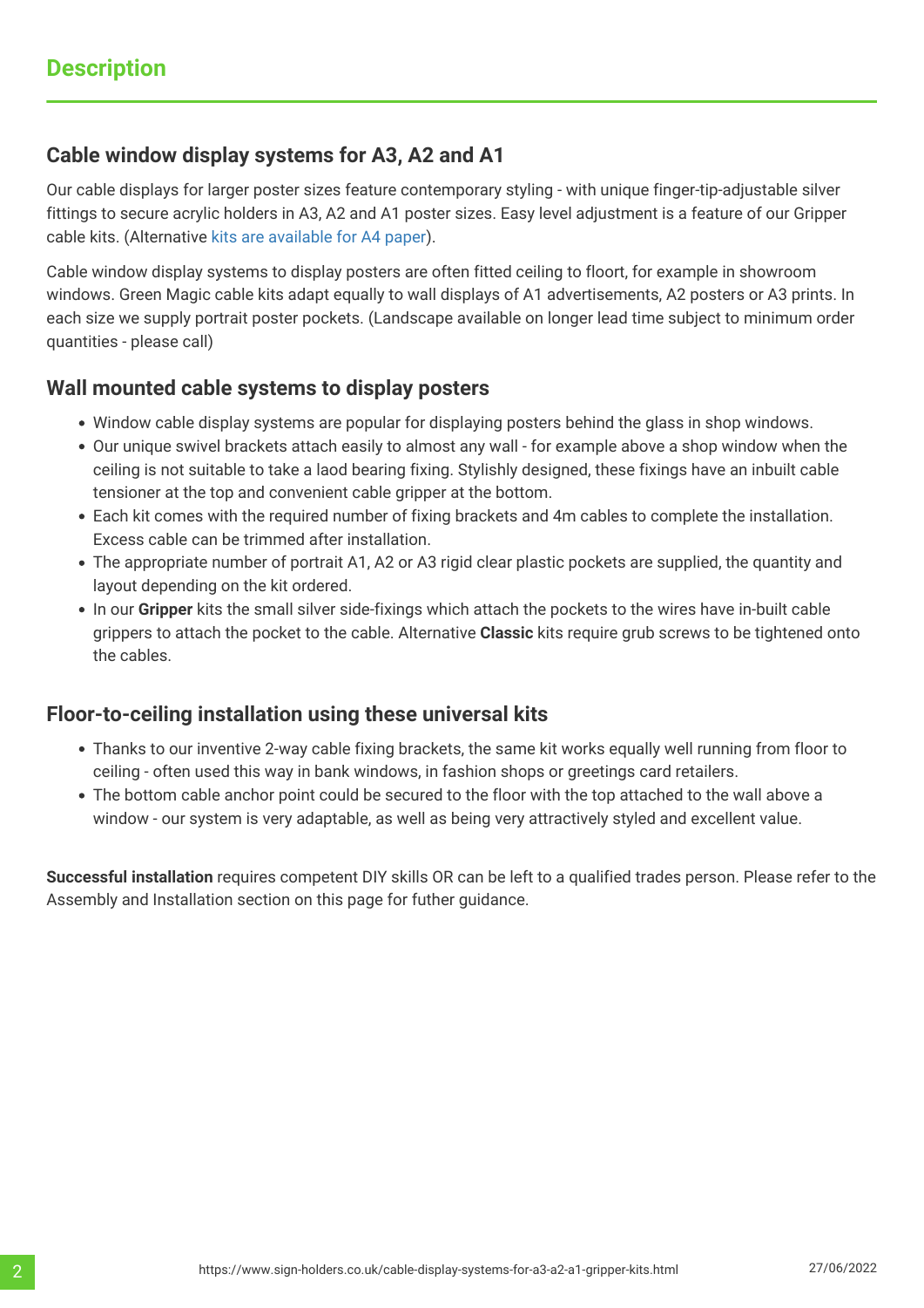# Description

## Cable window display systems for A3, A2 and A1

Our cable displays for larger poster sizes feature contemporary styling - with unique finger-tip-adjustable silver fittings to secure acrylic holders in A3, A2 and A1 poster sizes. Easy level adjustment is a feature of our Gripper cable kits. (Alternative kits are available for A4 paper).

Cable window display systems to display posters are often fitted ceiling to floort, for example in showroom windows. Green Magic cable kits adapt equally to wall displays of A1 advertisements, A2 posters or A3 prints. In each size we supply portrait poster pockets. (Landscape available on longer lead time subject to minimum order quantities - please call)

## Wall mounted cable systems to display posters

- Window cable display systems are popular for displaying posters behind the glass in shop windows.
- Our unique swivel brackets attach easily to almost any wall - for example above a shop window when the ceiling is not suitable to take a laod bearing fixing. Stylishly designed, these fixings have an inbuilt cable tensioner at the top and convenient cable gripper at the bottom.
- Each kit comes with the required number of fixing brackets and 4m cables to complete the installation. Excess cable can be trimmed after installation.
- The appropriate number of portrait A1, A2 or A3 rigid clear plastic pockets are supplied, the quantity and layout depending on the kit ordered.
- In our **Gripper** kits the small silver side-fixings which attach the pockets to the wires have in-built cable grippers to attach the pocket to the cable. Alternative **Classic** kits require grub screws to be tightened onto the cables.

## Floor-to-ceiling installation using these universal kits

- Thanks to our inventive 2-way cable fixing brackets, the same kit works equally well running from floor to ceiling - often used this way in bank windows, in fashion shops or greetings card retailers.
- The bottom cable anchor point could be secured to the floor with the top attached to the wall above a window - our system is very adaptable, as well as being very attractively styled and excellent value.

**Successful installation** requires competent DIY skills OR can be left to a qualified trades person. Please refer to the Assembly and Installation section on this page for futher guidance.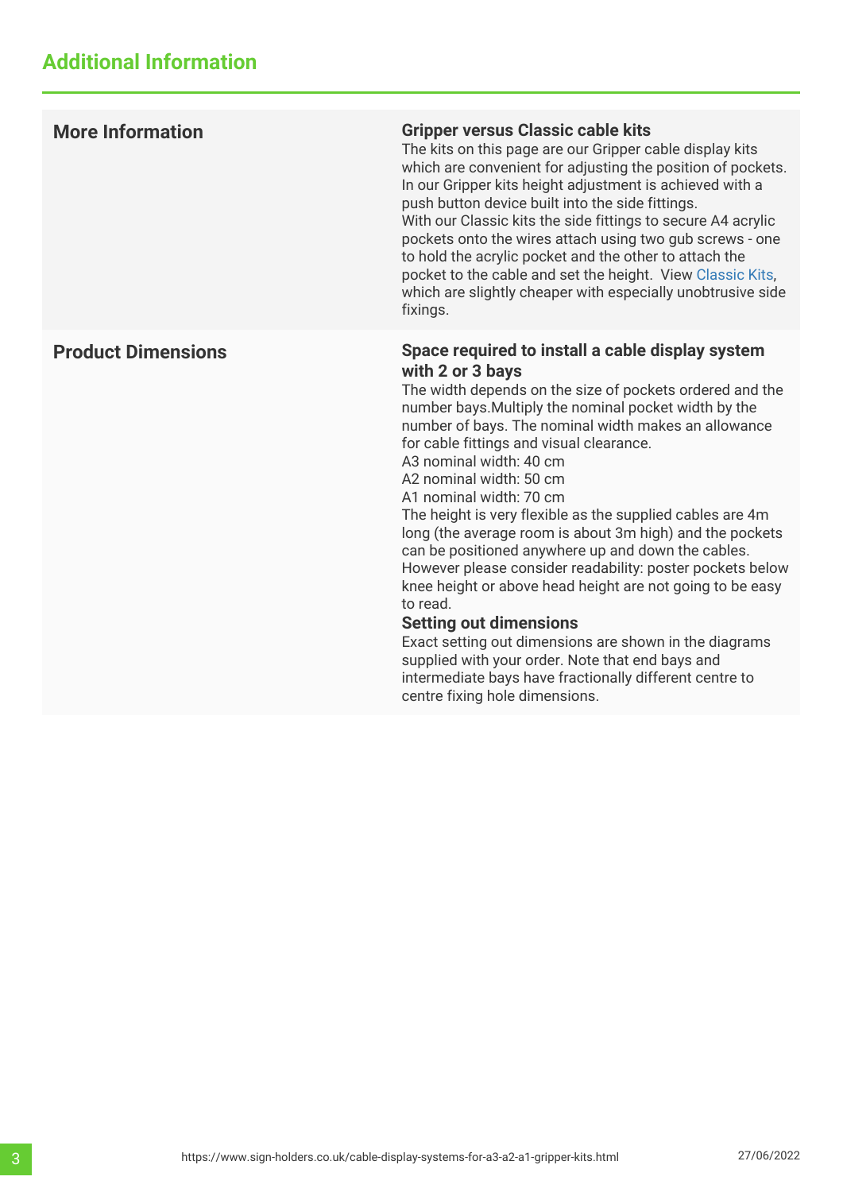## Additional Information

| | |
|---|---|
| **More Information** | **Gripper versus Classic cable kits**<br>The kits on this page are our Gripper cable display kits which are convenient for adjusting the position of pockets. In our Gripper kits height adjustment is achieved with a push button device built into the side fittings.<br>With our Classic kits the side fittings to secure A4 acrylic pockets onto the wires attach using two gub screws - one to hold the acrylic pocket and the other to attach the pocket to the cable and set the height. View Classic Kits, which are slightly cheaper with especially unobtrusive side fixings. |
| **Product Dimensions** | **Space required to install a cable display system with 2 or 3 bays**<br>The width depends on the size of pockets ordered and the number bays.Multiply the nominal pocket width by the number of bays. The nominal width makes an allowance for cable fittings and visual clearance.<br>A3 nominal width: 40 cm<br>A2 nominal width: 50 cm<br>A1 nominal width: 70 cm<br>The height is very flexible as the supplied cables are 4m long (the average room is about 3m high) and the pockets can be positioned anywhere up and down the cables. However please consider readability: poster pockets below knee height or above head height are not going to be easy to read.<br>**Setting out dimensions**<br>Exact setting out dimensions are shown in the diagrams supplied with your order. Note that end bays and intermediate bays have fractionally different centre to centre fixing hole dimensions. |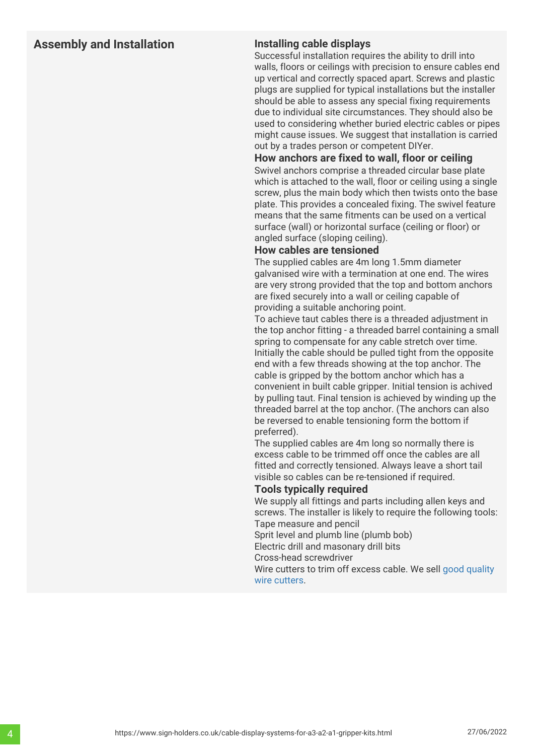## Assembly and Installation

### Installing cable displays

Successful installation requires the ability to drill into walls, floors or ceilings with precision to ensure cables end up vertical and correctly spaced apart. Screws and plastic plugs are supplied for typical installations but the installer should be able to assess any special fixing requirements due to individual site circumstances. They should also be used to considering whether buried electric cables or pipes might cause issues. We suggest that installation is carried out by a trades person or competent DIYer.

### How anchors are fixed to wall, floor or ceiling

Swivel anchors comprise a threaded circular base plate which is attached to the wall, floor or ceiling using a single screw, plus the main body which then twists onto the base plate. This provides a concealed fixing. The swivel feature means that the same fitments can be used on a vertical surface (wall) or horizontal surface (ceiling or floor) or angled surface (sloping ceiling).

### How cables are tensioned

The supplied cables are 4m long 1.5mm diameter galvanised wire with a termination at one end. The wires are very strong provided that the top and bottom anchors are fixed securely into a wall or ceiling capable of providing a suitable anchoring point.

To achieve taut cables there is a threaded adjustment in the top anchor fitting - a threaded barrel containing a small spring to compensate for any cable stretch over time. Initially the cable should be pulled tight from the opposite end with a few threads showing at the top anchor. The cable is gripped by the bottom anchor which has a convenient in built cable gripper. Initial tension is achived by pulling taut. Final tension is achieved by winding up the threaded barrel at the top anchor. (The anchors can also be reversed to enable tensioning form the bottom if preferred).

The supplied cables are 4m long so normally there is excess cable to be trimmed off once the cables are all fitted and correctly tensioned. Always leave a short tail visible so cables can be re-tensioned if required.

### Tools typically required

We supply all fittings and parts including allen keys and screws. The installer is likely to require the following tools:

Tape measure and pencil
Sprit level and plumb line (plumb bob)
Electric drill and masonary drill bits
Cross-head screwdriver
Wire cutters to trim off excess cable. We sell good quality wire cutters.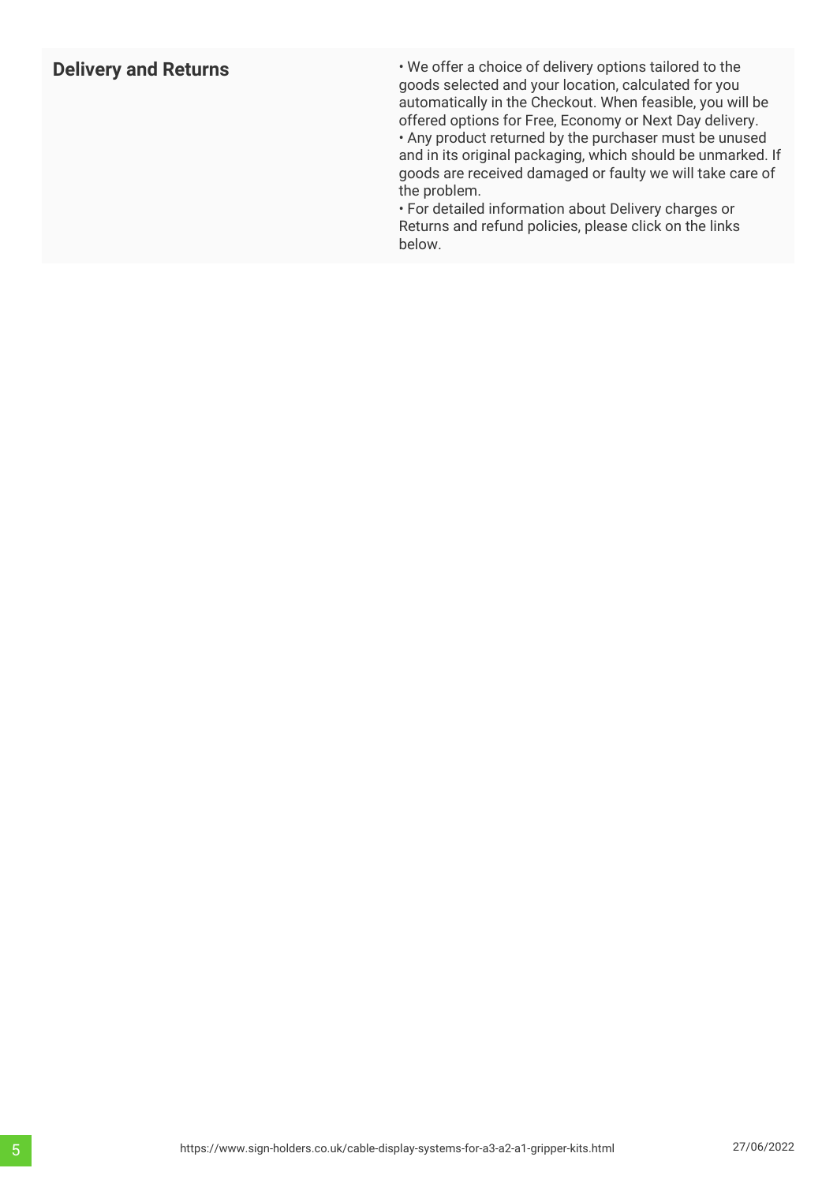## Delivery and Returns

- We offer a choice of delivery options tailored to the goods selected and your location, calculated for you automatically in the Checkout. When feasible, you will be offered options for Free, Economy or Next Day delivery.
- Any product returned by the purchaser must be unused and in its original packaging, which should be unmarked. If goods are received damaged or faulty we will take care of the problem.
- For detailed information about Delivery charges or Returns and refund policies, please click on the links below.